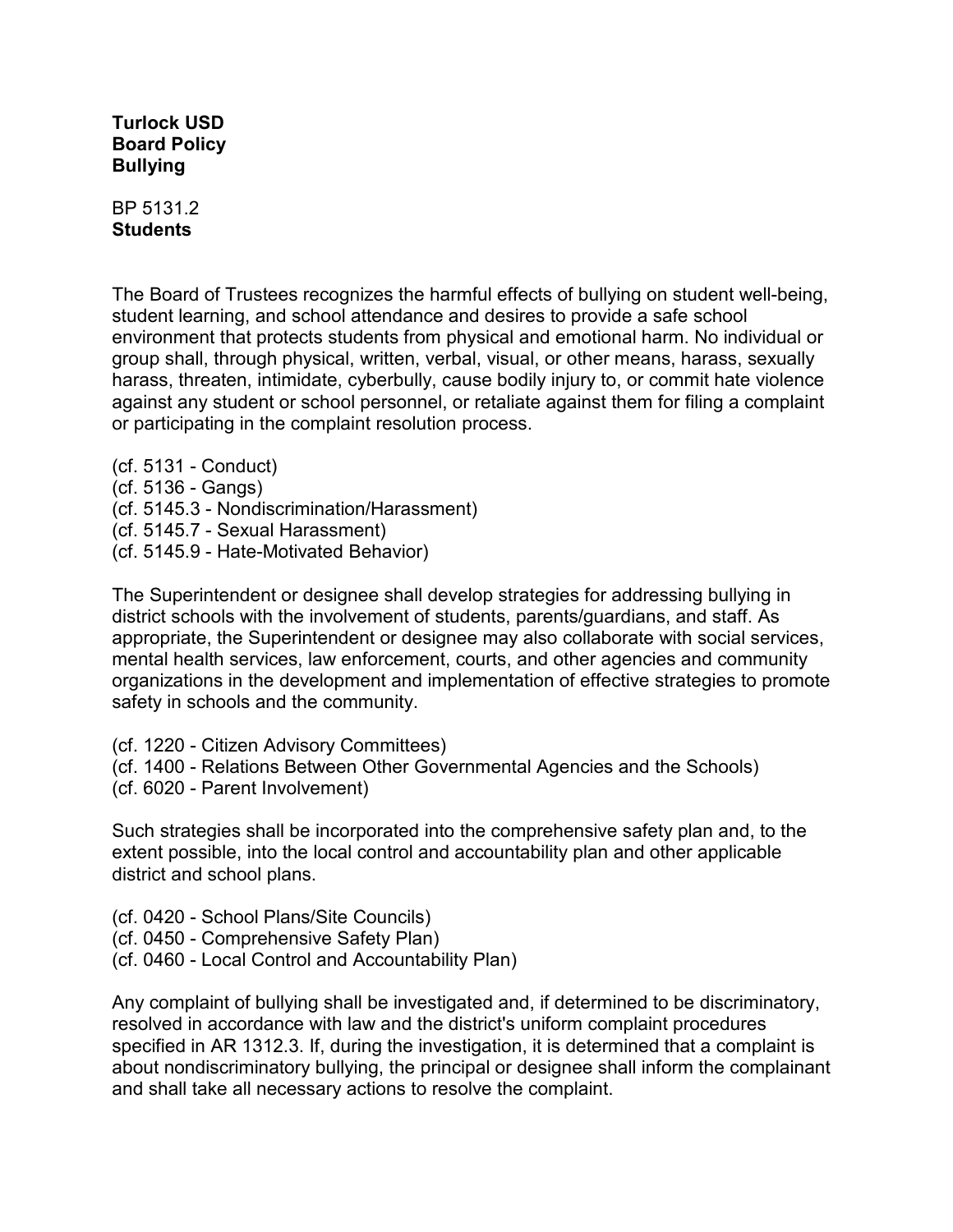**Turlock USD**
**Board Policy**
**Bullying**

BP 5131.2
**Students**

The Board of Trustees recognizes the harmful effects of bullying on student well-being, student learning, and school attendance and desires to provide a safe school environment that protects students from physical and emotional harm. No individual or group shall, through physical, written, verbal, visual, or other means, harass, sexually harass, threaten, intimidate, cyberbully, cause bodily injury to, or commit hate violence against any student or school personnel, or retaliate against them for filing a complaint or participating in the complaint resolution process.

(cf. 5131 - Conduct)
(cf. 5136 - Gangs)
(cf. 5145.3 - Nondiscrimination/Harassment)
(cf. 5145.7 - Sexual Harassment)
(cf. 5145.9 - Hate-Motivated Behavior)

The Superintendent or designee shall develop strategies for addressing bullying in district schools with the involvement of students, parents/guardians, and staff. As appropriate, the Superintendent or designee may also collaborate with social services, mental health services, law enforcement, courts, and other agencies and community organizations in the development and implementation of effective strategies to promote safety in schools and the community.

(cf. 1220 - Citizen Advisory Committees)
(cf. 1400 - Relations Between Other Governmental Agencies and the Schools)
(cf. 6020 - Parent Involvement)

Such strategies shall be incorporated into the comprehensive safety plan and, to the extent possible, into the local control and accountability plan and other applicable district and school plans.

(cf. 0420 - School Plans/Site Councils)
(cf. 0450 - Comprehensive Safety Plan)
(cf. 0460 - Local Control and Accountability Plan)

Any complaint of bullying shall be investigated and, if determined to be discriminatory, resolved in accordance with law and the district's uniform complaint procedures specified in AR 1312.3. If, during the investigation, it is determined that a complaint is about nondiscriminatory bullying, the principal or designee shall inform the complainant and shall take all necessary actions to resolve the complaint.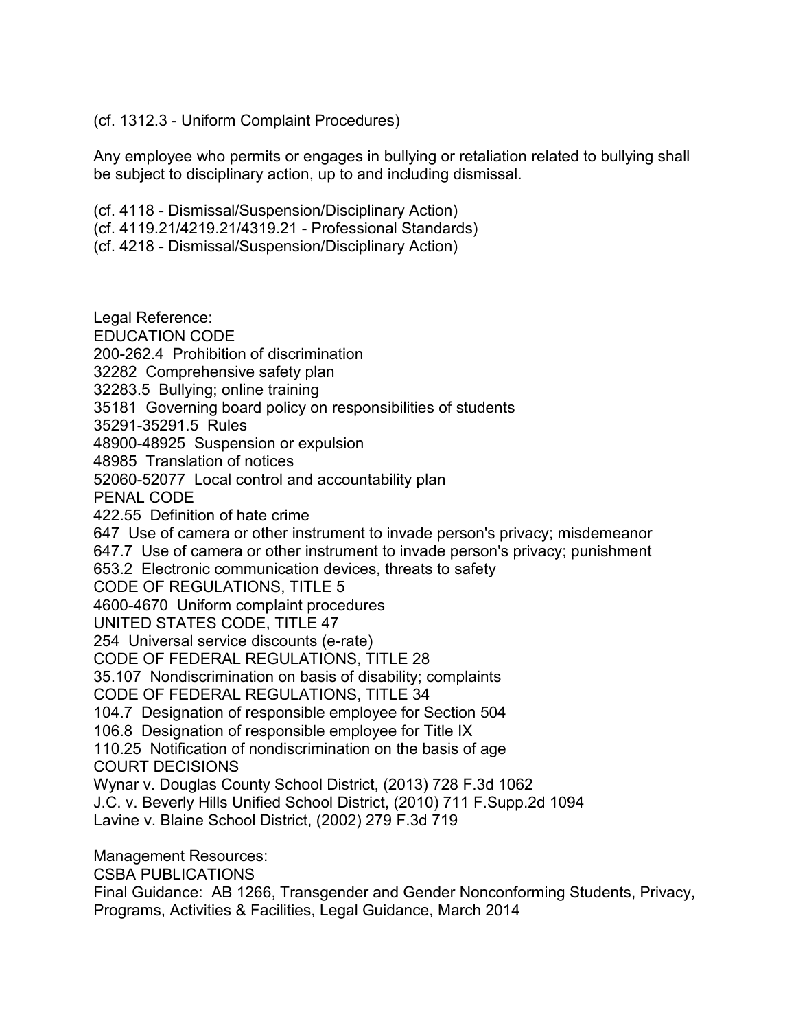(cf. 1312.3 - Uniform Complaint Procedures)

Any employee who permits or engages in bullying or retaliation related to bullying shall be subject to disciplinary action, up to and including dismissal.

(cf. 4118 - Dismissal/Suspension/Disciplinary Action)
(cf. 4119.21/4219.21/4319.21 - Professional Standards)
(cf. 4218 - Dismissal/Suspension/Disciplinary Action)

Legal Reference:
EDUCATION CODE
200-262.4 Prohibition of discrimination
32282 Comprehensive safety plan
32283.5 Bullying; online training
35181 Governing board policy on responsibilities of students
35291-35291.5 Rules
48900-48925 Suspension or expulsion
48985 Translation of notices
52060-52077 Local control and accountability plan
PENAL CODE
422.55 Definition of hate crime
647 Use of camera or other instrument to invade person's privacy; misdemeanor
647.7 Use of camera or other instrument to invade person's privacy; punishment
653.2 Electronic communication devices, threats to safety
CODE OF REGULATIONS, TITLE 5
4600-4670 Uniform complaint procedures
UNITED STATES CODE, TITLE 47
254 Universal service discounts (e-rate)
CODE OF FEDERAL REGULATIONS, TITLE 28
35.107 Nondiscrimination on basis of disability; complaints
CODE OF FEDERAL REGULATIONS, TITLE 34
104.7 Designation of responsible employee for Section 504
106.8 Designation of responsible employee for Title IX
110.25 Notification of nondiscrimination on the basis of age
COURT DECISIONS
Wynar v. Douglas County School District, (2013) 728 F.3d 1062
J.C. v. Beverly Hills Unified School District, (2010) 711 F.Supp.2d 1094
Lavine v. Blaine School District, (2002) 279 F.3d 719

Management Resources:
CSBA PUBLICATIONS
Final Guidance: AB 1266, Transgender and Gender Nonconforming Students, Privacy, Programs, Activities & Facilities, Legal Guidance, March 2014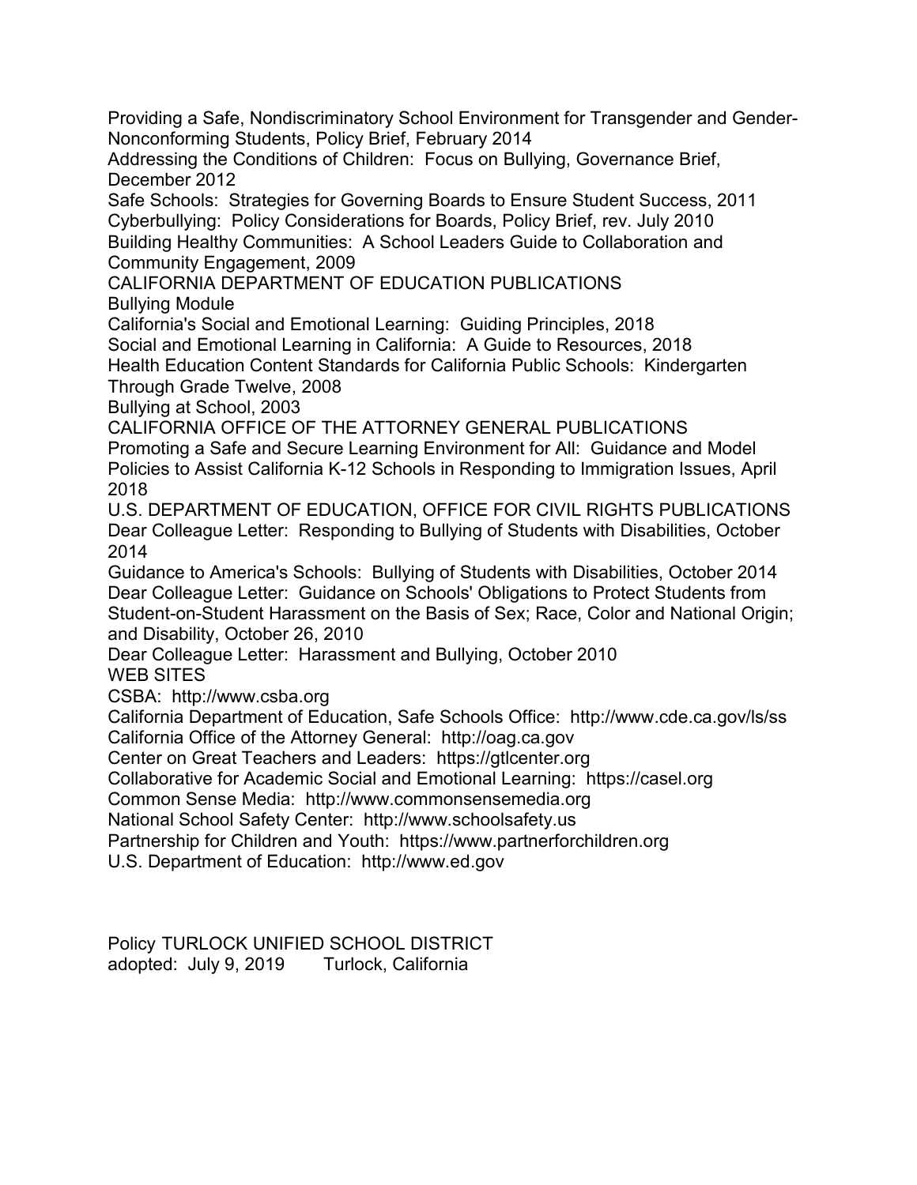Providing a Safe, Nondiscriminatory School Environment for Transgender and Gender-Nonconforming Students, Policy Brief, February 2014

Addressing the Conditions of Children: Focus on Bullying, Governance Brief, December 2012

Safe Schools: Strategies for Governing Boards to Ensure Student Success, 2011

Cyberbullying: Policy Considerations for Boards, Policy Brief, rev. July 2010

Building Healthy Communities: A School Leaders Guide to Collaboration and Community Engagement, 2009

CALIFORNIA DEPARTMENT OF EDUCATION PUBLICATIONS

Bullying Module

California's Social and Emotional Learning: Guiding Principles, 2018

Social and Emotional Learning in California: A Guide to Resources, 2018

Health Education Content Standards for California Public Schools: Kindergarten Through Grade Twelve, 2008

Bullying at School, 2003

CALIFORNIA OFFICE OF THE ATTORNEY GENERAL PUBLICATIONS

Promoting a Safe and Secure Learning Environment for All: Guidance and Model Policies to Assist California K-12 Schools in Responding to Immigration Issues, April 2018

U.S. DEPARTMENT OF EDUCATION, OFFICE FOR CIVIL RIGHTS PUBLICATIONS

Dear Colleague Letter: Responding to Bullying of Students with Disabilities, October 2014

Guidance to America's Schools: Bullying of Students with Disabilities, October 2014

Dear Colleague Letter: Guidance on Schools' Obligations to Protect Students from Student-on-Student Harassment on the Basis of Sex; Race, Color and National Origin; and Disability, October 26, 2010

Dear Colleague Letter: Harassment and Bullying, October 2010

WEB SITES

CSBA: http://www.csba.org

California Department of Education, Safe Schools Office: http://www.cde.ca.gov/ls/ss

California Office of the Attorney General: http://oag.ca.gov

Center on Great Teachers and Leaders: https://gtlcenter.org

Collaborative for Academic Social and Emotional Learning: https://casel.org

Common Sense Media: http://www.commonsensemedia.org

National School Safety Center: http://www.schoolsafety.us

Partnership for Children and Youth: https://www.partnerforchildren.org

U.S. Department of Education: http://www.ed.gov

Policy TURLOCK UNIFIED SCHOOL DISTRICT

adopted: July 9, 2019 Turlock, California